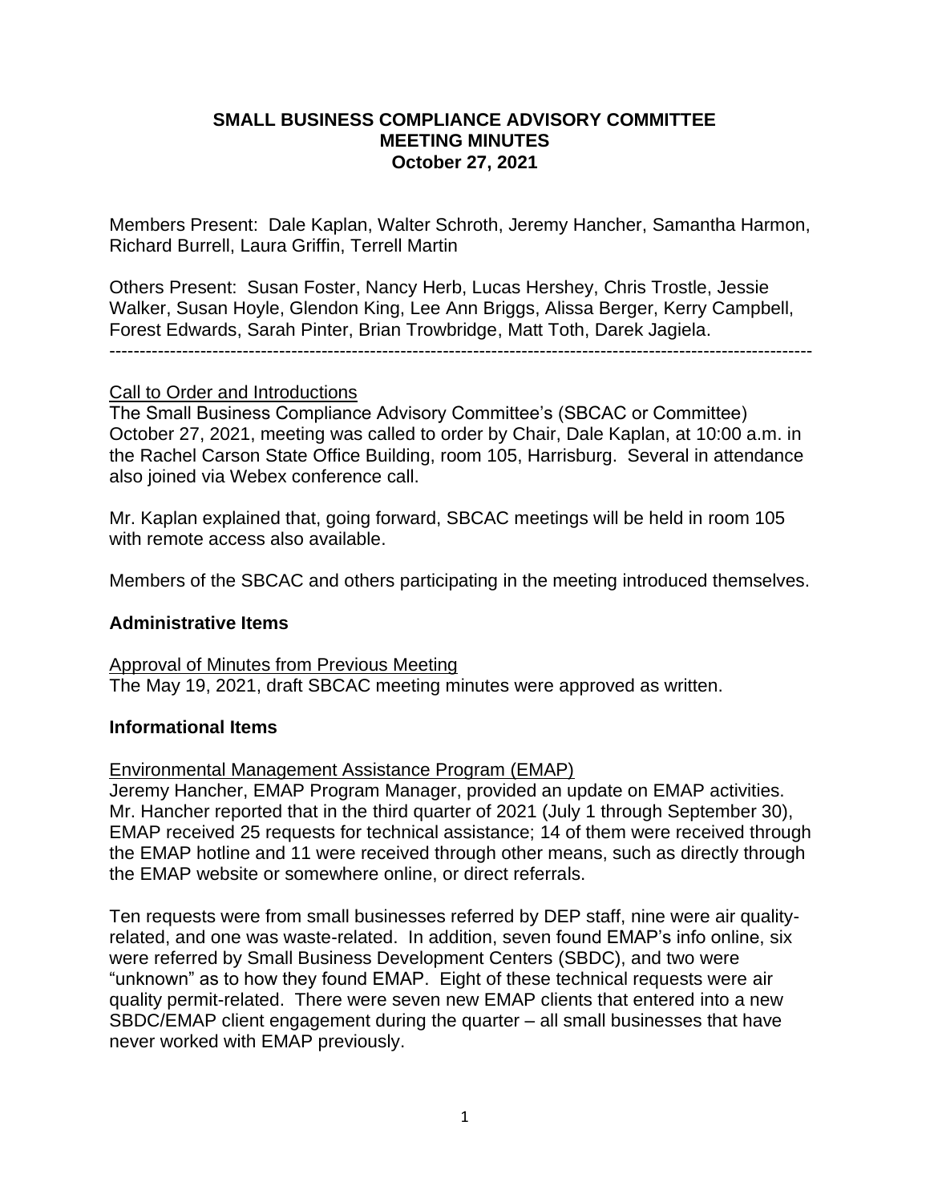**SMALL BUSINESS COMPLIANCE ADVISORY COMMITTEE**
**MEETING MINUTES**
**October 27, 2021**

Members Present: Dale Kaplan, Walter Schroth, Jeremy Hancher, Samantha Harmon, Richard Burrell, Laura Griffin, Terrell Martin

Others Present: Susan Foster, Nancy Herb, Lucas Hershey, Chris Trostle, Jessie Walker, Susan Hoyle, Glendon King, Lee Ann Briggs, Alissa Berger, Kerry Campbell, Forest Edwards, Sarah Pinter, Brian Trowbridge, Matt Toth, Darek Jagiela.

---

Call to Order and Introductions

The Small Business Compliance Advisory Committee's (SBCAC or Committee) October 27, 2021, meeting was called to order by Chair, Dale Kaplan, at 10:00 a.m. in the Rachel Carson State Office Building, room 105, Harrisburg. Several in attendance also joined via Webex conference call.

Mr. Kaplan explained that, going forward, SBCAC meetings will be held in room 105 with remote access also available.

Members of the SBCAC and others participating in the meeting introduced themselves.

## Administrative Items

Approval of Minutes from Previous Meeting

The May 19, 2021, draft SBCAC meeting minutes were approved as written.

## Informational Items

Environmental Management Assistance Program (EMAP)

Jeremy Hancher, EMAP Program Manager, provided an update on EMAP activities. Mr. Hancher reported that in the third quarter of 2021 (July 1 through September 30), EMAP received 25 requests for technical assistance; 14 of them were received through the EMAP hotline and 11 were received through other means, such as directly through the EMAP website or somewhere online, or direct referrals.

Ten requests were from small businesses referred by DEP staff, nine were air quality-related, and one was waste-related. In addition, seven found EMAP's info online, six were referred by Small Business Development Centers (SBDC), and two were "unknown" as to how they found EMAP. Eight of these technical requests were air quality permit-related. There were seven new EMAP clients that entered into a new SBDC/EMAP client engagement during the quarter – all small businesses that have never worked with EMAP previously.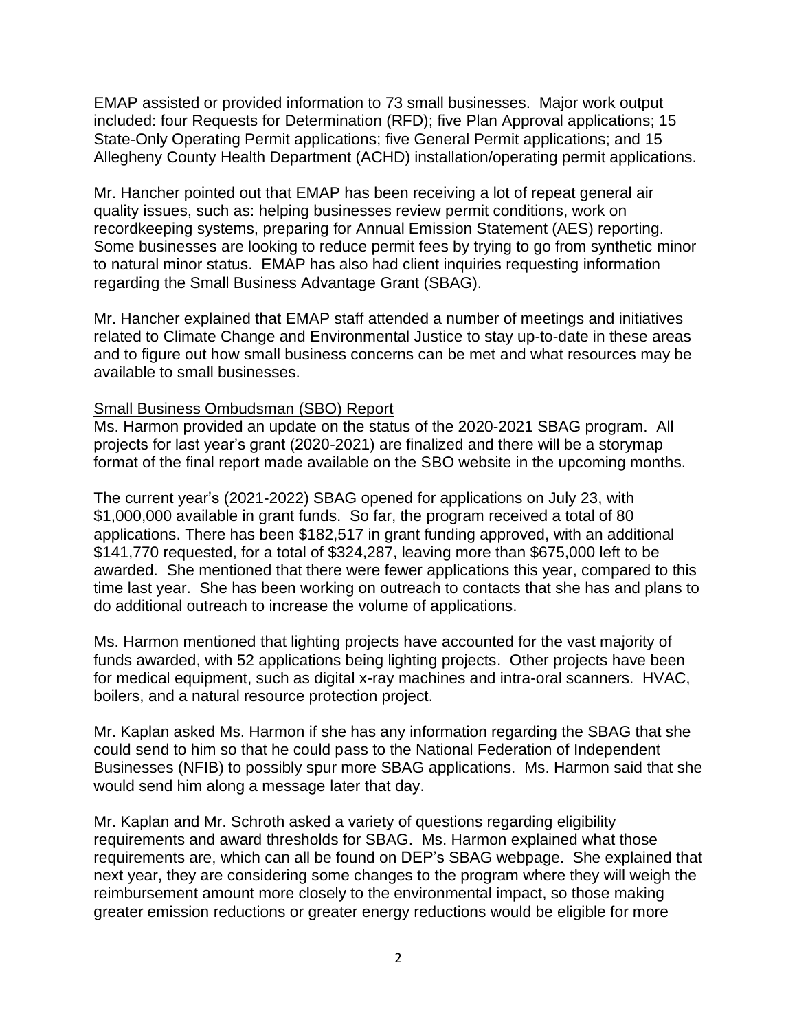EMAP assisted or provided information to 73 small businesses. Major work output included: four Requests for Determination (RFD); five Plan Approval applications; 15 State-Only Operating Permit applications; five General Permit applications; and 15 Allegheny County Health Department (ACHD) installation/operating permit applications.

Mr. Hancher pointed out that EMAP has been receiving a lot of repeat general air quality issues, such as: helping businesses review permit conditions, work on recordkeeping systems, preparing for Annual Emission Statement (AES) reporting. Some businesses are looking to reduce permit fees by trying to go from synthetic minor to natural minor status. EMAP has also had client inquiries requesting information regarding the Small Business Advantage Grant (SBAG).

Mr. Hancher explained that EMAP staff attended a number of meetings and initiatives related to Climate Change and Environmental Justice to stay up-to-date in these areas and to figure out how small business concerns can be met and what resources may be available to small businesses.

Small Business Ombudsman (SBO) Report

Ms. Harmon provided an update on the status of the 2020-2021 SBAG program. All projects for last year's grant (2020-2021) are finalized and there will be a storymap format of the final report made available on the SBO website in the upcoming months.

The current year's (2021-2022) SBAG opened for applications on July 23, with $1,000,000 available in grant funds. So far, the program received a total of 80 applications. There has been $182,517 in grant funding approved, with an additional $141,770 requested, for a total of $324,287, leaving more than $675,000 left to be awarded. She mentioned that there were fewer applications this year, compared to this time last year. She has been working on outreach to contacts that she has and plans to do additional outreach to increase the volume of applications.

Ms. Harmon mentioned that lighting projects have accounted for the vast majority of funds awarded, with 52 applications being lighting projects. Other projects have been for medical equipment, such as digital x-ray machines and intra-oral scanners. HVAC, boilers, and a natural resource protection project.

Mr. Kaplan asked Ms. Harmon if she has any information regarding the SBAG that she could send to him so that he could pass to the National Federation of Independent Businesses (NFIB) to possibly spur more SBAG applications. Ms. Harmon said that she would send him along a message later that day.

Mr. Kaplan and Mr. Schroth asked a variety of questions regarding eligibility requirements and award thresholds for SBAG. Ms. Harmon explained what those requirements are, which can all be found on DEP's SBAG webpage. She explained that next year, they are considering some changes to the program where they will weigh the reimbursement amount more closely to the environmental impact, so those making greater emission reductions or greater energy reductions would be eligible for more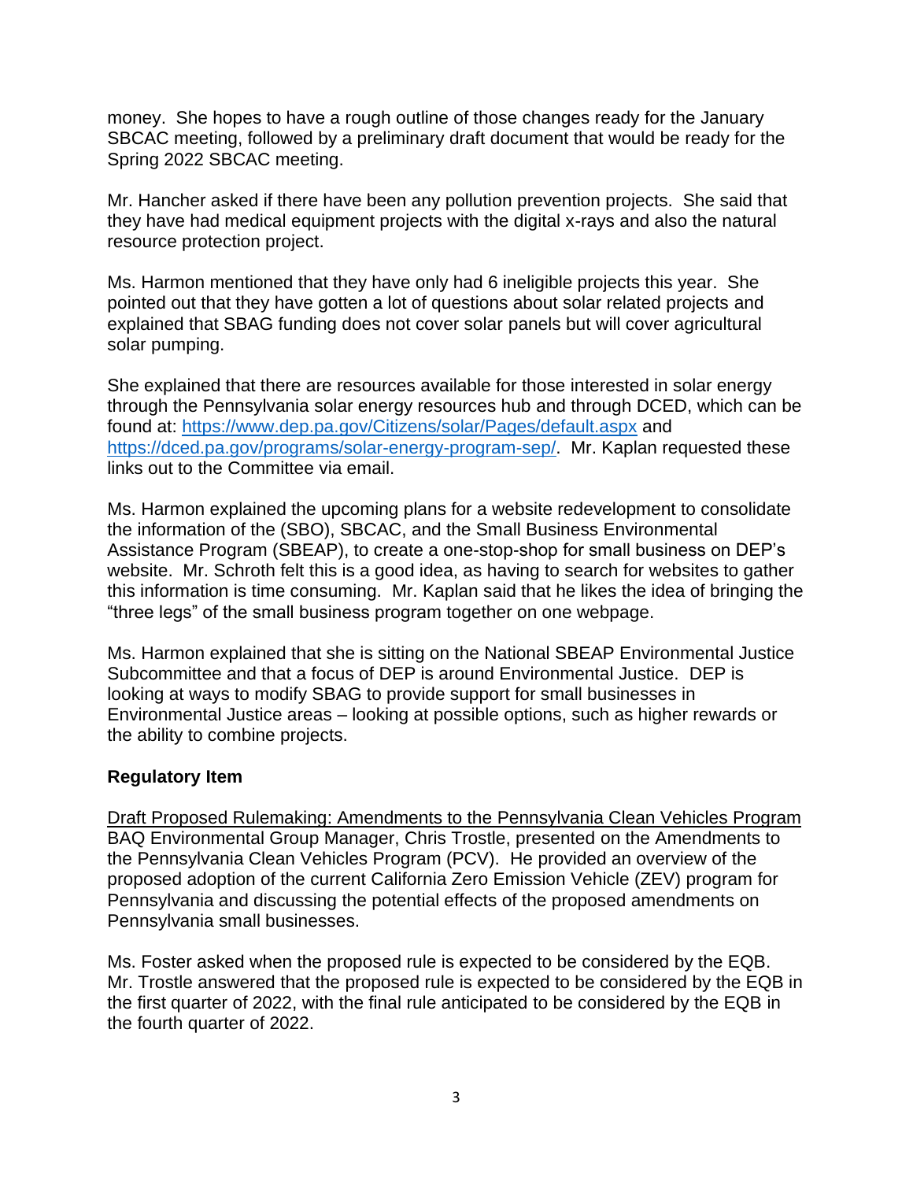money. She hopes to have a rough outline of those changes ready for the January SBCAC meeting, followed by a preliminary draft document that would be ready for the Spring 2022 SBCAC meeting.

Mr. Hancher asked if there have been any pollution prevention projects. She said that they have had medical equipment projects with the digital x-rays and also the natural resource protection project.

Ms. Harmon mentioned that they have only had 6 ineligible projects this year. She pointed out that they have gotten a lot of questions about solar related projects and explained that SBAG funding does not cover solar panels but will cover agricultural solar pumping.

She explained that there are resources available for those interested in solar energy through the Pennsylvania solar energy resources hub and through DCED, which can be found at: [https://www.dep.pa.gov/Citizens/solar/Pages/default.aspx](https://www.dep.pa.gov/Citizens/solar/Pages/default.aspx) and [https://dced.pa.gov/programs/solar-energy-program-sep/](https://dced.pa.gov/programs/solar-energy-program-sep/). Mr. Kaplan requested these links out to the Committee via email.

Ms. Harmon explained the upcoming plans for a website redevelopment to consolidate the information of the (SBO), SBCAC, and the Small Business Environmental Assistance Program (SBEAP), to create a one-stop-shop for small business on DEP's website. Mr. Schroth felt this is a good idea, as having to search for websites to gather this information is time consuming. Mr. Kaplan said that he likes the idea of bringing the "three legs" of the small business program together on one webpage.

Ms. Harmon explained that she is sitting on the National SBEAP Environmental Justice Subcommittee and that a focus of DEP is around Environmental Justice. DEP is looking at ways to modify SBAG to provide support for small businesses in Environmental Justice areas – looking at possible options, such as higher rewards or the ability to combine projects.

## Regulatory Item

<u>Draft Proposed Rulemaking: Amendments to the Pennsylvania Clean Vehicles Program</u>
BAQ Environmental Group Manager, Chris Trostle, presented on the Amendments to the Pennsylvania Clean Vehicles Program (PCV). He provided an overview of the proposed adoption of the current California Zero Emission Vehicle (ZEV) program for Pennsylvania and discussing the potential effects of the proposed amendments on Pennsylvania small businesses.

Ms. Foster asked when the proposed rule is expected to be considered by the EQB. Mr. Trostle answered that the proposed rule is expected to be considered by the EQB in the first quarter of 2022, with the final rule anticipated to be considered by the EQB in the fourth quarter of 2022.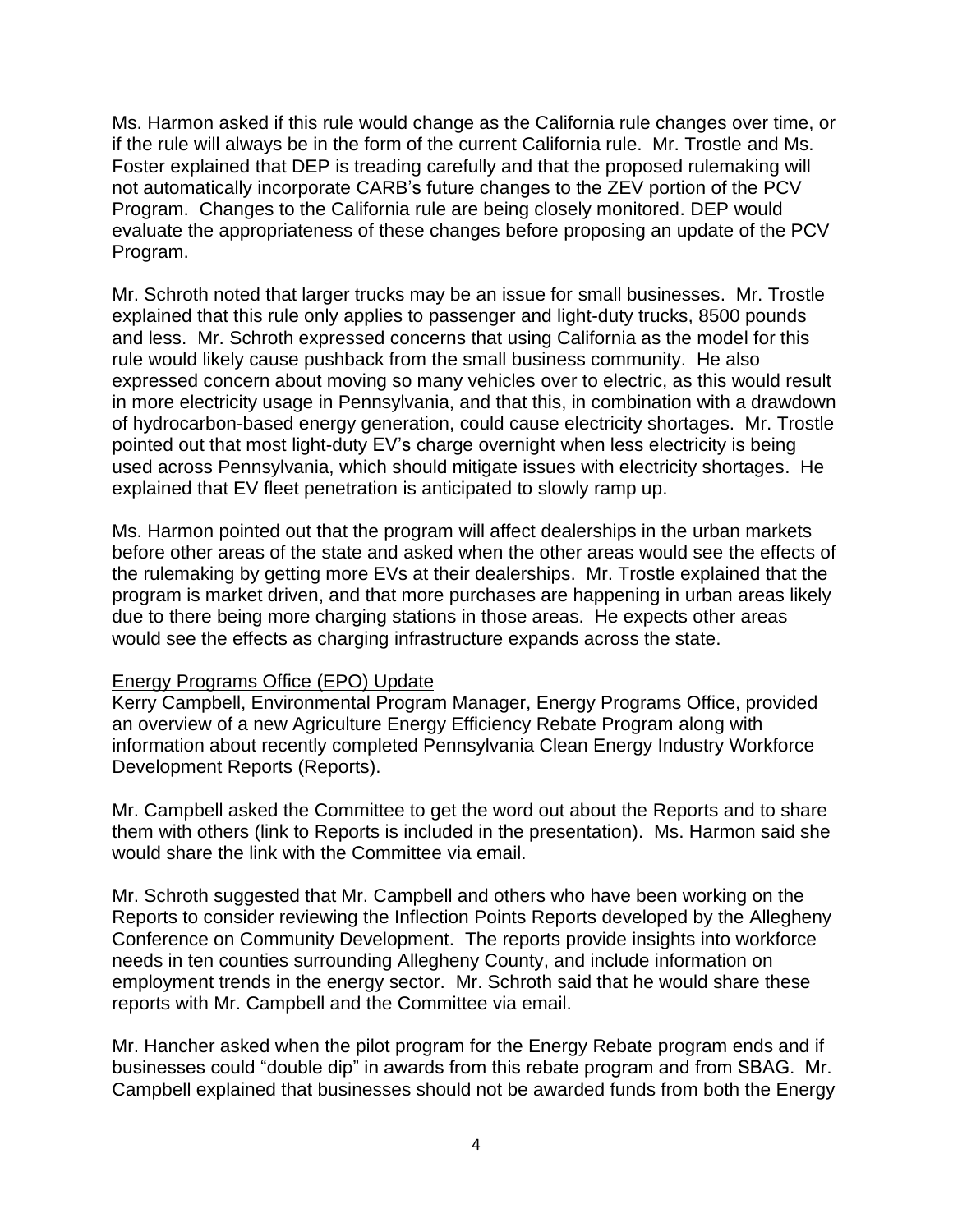Ms. Harmon asked if this rule would change as the California rule changes over time, or if the rule will always be in the form of the current California rule. Mr. Trostle and Ms. Foster explained that DEP is treading carefully and that the proposed rulemaking will not automatically incorporate CARB's future changes to the ZEV portion of the PCV Program. Changes to the California rule are being closely monitored. DEP would evaluate the appropriateness of these changes before proposing an update of the PCV Program.

Mr. Schroth noted that larger trucks may be an issue for small businesses. Mr. Trostle explained that this rule only applies to passenger and light-duty trucks, 8500 pounds and less. Mr. Schroth expressed concerns that using California as the model for this rule would likely cause pushback from the small business community. He also expressed concern about moving so many vehicles over to electric, as this would result in more electricity usage in Pennsylvania, and that this, in combination with a drawdown of hydrocarbon-based energy generation, could cause electricity shortages. Mr. Trostle pointed out that most light-duty EV's charge overnight when less electricity is being used across Pennsylvania, which should mitigate issues with electricity shortages. He explained that EV fleet penetration is anticipated to slowly ramp up.

Ms. Harmon pointed out that the program will affect dealerships in the urban markets before other areas of the state and asked when the other areas would see the effects of the rulemaking by getting more EVs at their dealerships. Mr. Trostle explained that the program is market driven, and that more purchases are happening in urban areas likely due to there being more charging stations in those areas. He expects other areas would see the effects as charging infrastructure expands across the state.

Energy Programs Office (EPO) Update

Kerry Campbell, Environmental Program Manager, Energy Programs Office, provided an overview of a new Agriculture Energy Efficiency Rebate Program along with information about recently completed Pennsylvania Clean Energy Industry Workforce Development Reports (Reports).

Mr. Campbell asked the Committee to get the word out about the Reports and to share them with others (link to Reports is included in the presentation). Ms. Harmon said she would share the link with the Committee via email.

Mr. Schroth suggested that Mr. Campbell and others who have been working on the Reports to consider reviewing the Inflection Points Reports developed by the Allegheny Conference on Community Development. The reports provide insights into workforce needs in ten counties surrounding Allegheny County, and include information on employment trends in the energy sector. Mr. Schroth said that he would share these reports with Mr. Campbell and the Committee via email.

Mr. Hancher asked when the pilot program for the Energy Rebate program ends and if businesses could "double dip" in awards from this rebate program and from SBAG. Mr. Campbell explained that businesses should not be awarded funds from both the Energy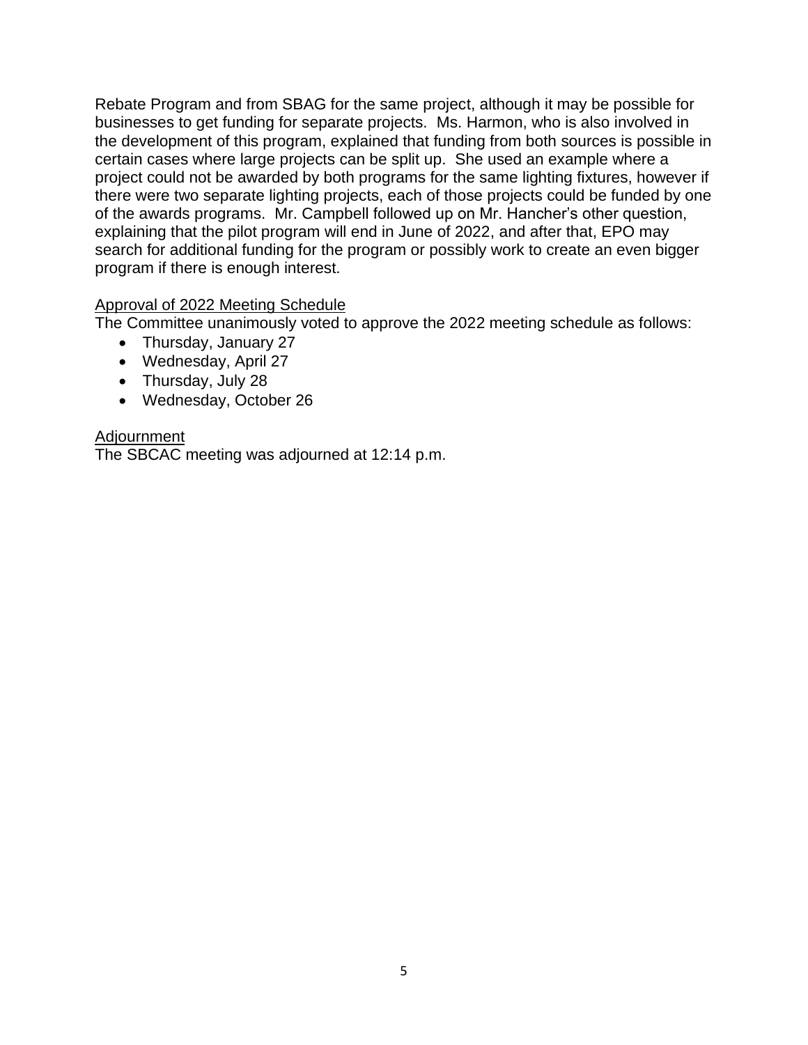Rebate Program and from SBAG for the same project, although it may be possible for businesses to get funding for separate projects. Ms. Harmon, who is also involved in the development of this program, explained that funding from both sources is possible in certain cases where large projects can be split up. She used an example where a project could not be awarded by both programs for the same lighting fixtures, however if there were two separate lighting projects, each of those projects could be funded by one of the awards programs. Mr. Campbell followed up on Mr. Hancher's other question, explaining that the pilot program will end in June of 2022, and after that, EPO may search for additional funding for the program or possibly work to create an even bigger program if there is enough interest.

Approval of 2022 Meeting Schedule

The Committee unanimously voted to approve the 2022 meeting schedule as follows:

- Thursday, January 27
- Wednesday, April 27
- Thursday, July 28
- Wednesday, October 26

Adjournment

The SBCAC meeting was adjourned at 12:14 p.m.